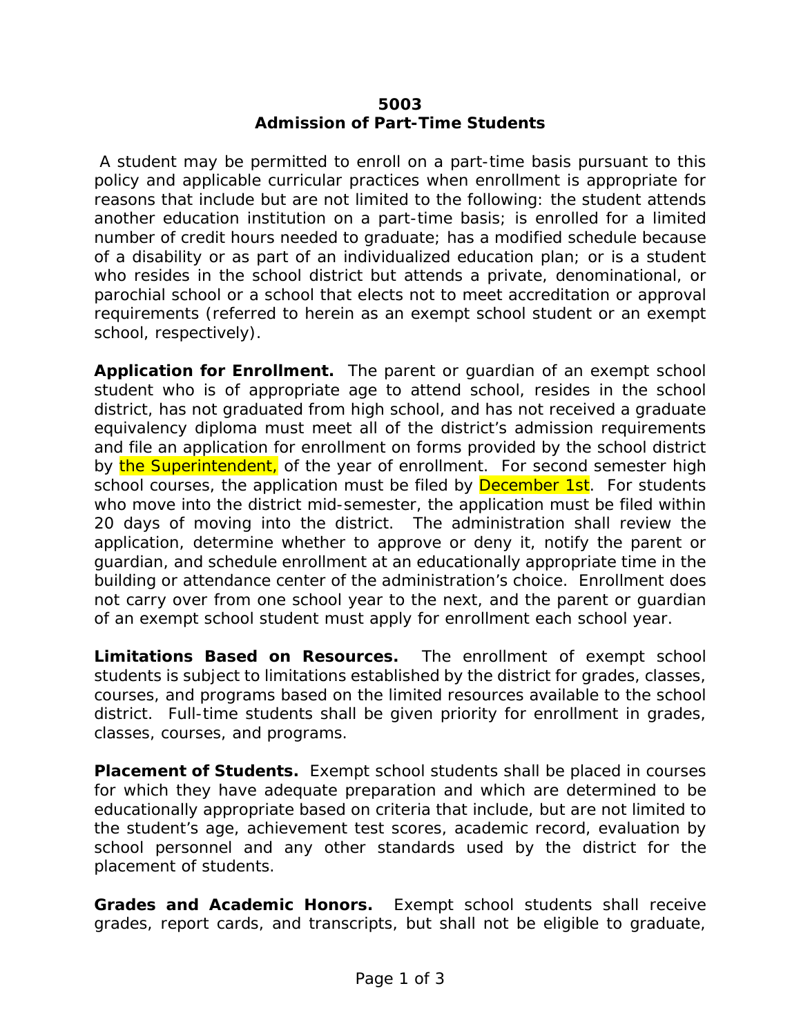**5003**
**Admission of Part-Time Students**

A student may be permitted to enroll on a part-time basis pursuant to this policy and applicable curricular practices when enrollment is appropriate for reasons that include but are not limited to the following: the student attends another education institution on a part-time basis; is enrolled for a limited number of credit hours needed to graduate; has a modified schedule because of a disability or as part of an individualized education plan; or is a student who resides in the school district but attends a private, denominational, or parochial school or a school that elects not to meet accreditation or approval requirements (referred to herein as an exempt school student or an exempt school, respectively).

**Application for Enrollment.** The parent or guardian of an exempt school student who is of appropriate age to attend school, resides in the school district, has not graduated from high school, and has not received a graduate equivalency diploma must meet all of the district's admission requirements and file an application for enrollment on forms provided by the school district by the Superintendent, of the year of enrollment. For second semester high school courses, the application must be filed by December 1st. For students who move into the district mid-semester, the application must be filed within 20 days of moving into the district. The administration shall review the application, determine whether to approve or deny it, notify the parent or guardian, and schedule enrollment at an educationally appropriate time in the building or attendance center of the administration's choice. Enrollment does not carry over from one school year to the next, and the parent or guardian of an exempt school student must apply for enrollment each school year.

**Limitations Based on Resources.** The enrollment of exempt school students is subject to limitations established by the district for grades, classes, courses, and programs based on the limited resources available to the school district. Full-time students shall be given priority for enrollment in grades, classes, courses, and programs.

**Placement of Students.** Exempt school students shall be placed in courses for which they have adequate preparation and which are determined to be educationally appropriate based on criteria that include, but are not limited to the student's age, achievement test scores, academic record, evaluation by school personnel and any other standards used by the district for the placement of students.

**Grades and Academic Honors.** Exempt school students shall receive grades, report cards, and transcripts, but shall not be eligible to graduate,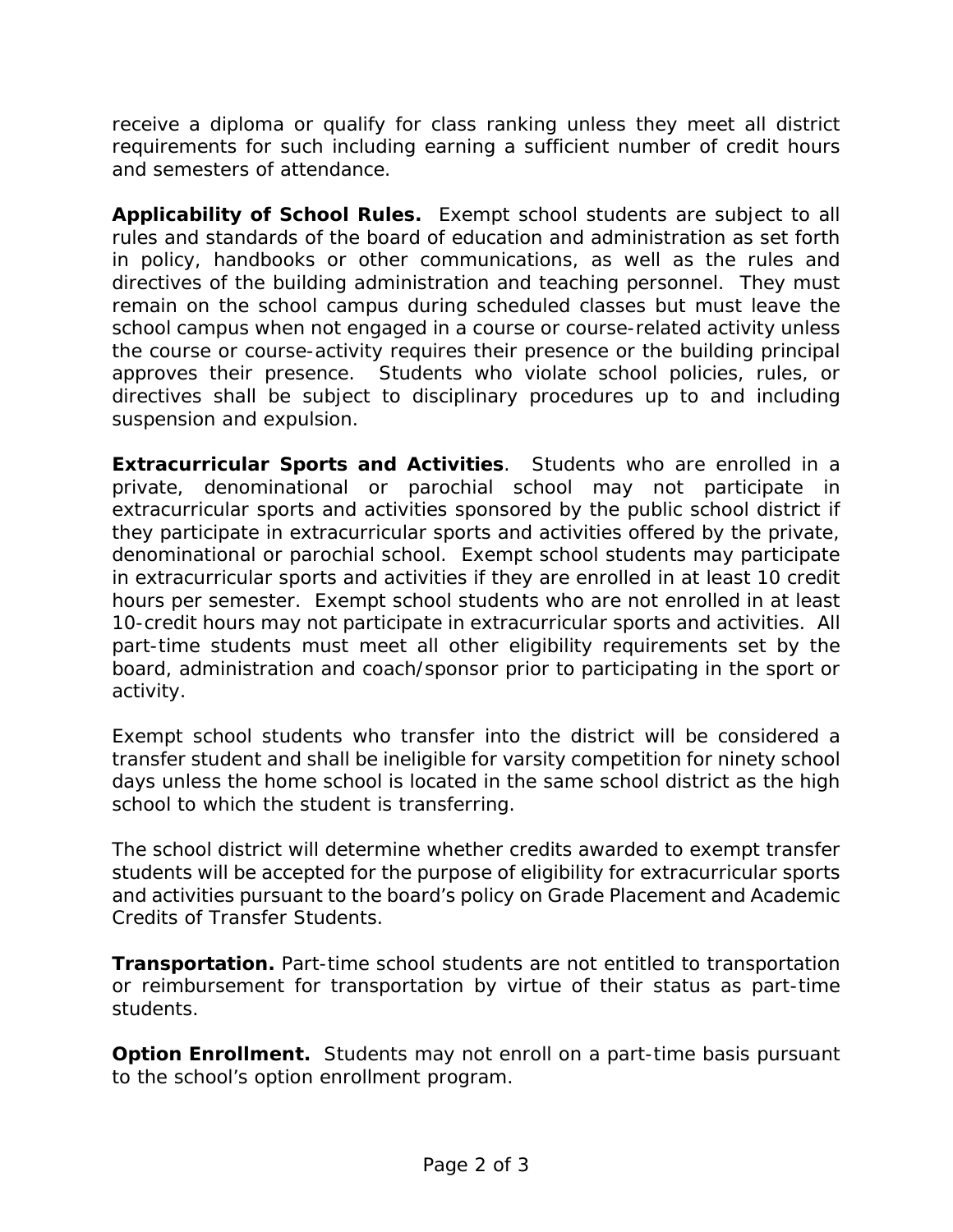receive a diploma or qualify for class ranking unless they meet all district requirements for such including earning a sufficient number of credit hours and semesters of attendance.

**Applicability of School Rules.** Exempt school students are subject to all rules and standards of the board of education and administration as set forth in policy, handbooks or other communications, as well as the rules and directives of the building administration and teaching personnel. They must remain on the school campus during scheduled classes but must leave the school campus when not engaged in a course or course-related activity unless the course or course-activity requires their presence or the building principal approves their presence. Students who violate school policies, rules, or directives shall be subject to disciplinary procedures up to and including suspension and expulsion.

**Extracurricular Sports and Activities**. Students who are enrolled in a private, denominational or parochial school may not participate in extracurricular sports and activities sponsored by the public school district if they participate in extracurricular sports and activities offered by the private, denominational or parochial school. Exempt school students may participate in extracurricular sports and activities if they are enrolled in at least 10 credit hours per semester. Exempt school students who are not enrolled in at least 10-credit hours may not participate in extracurricular sports and activities. All part-time students must meet all other eligibility requirements set by the board, administration and coach/sponsor prior to participating in the sport or activity.

Exempt school students who transfer into the district will be considered a transfer student and shall be ineligible for varsity competition for ninety school days unless the home school is located in the same school district as the high school to which the student is transferring.

The school district will determine whether credits awarded to exempt transfer students will be accepted for the purpose of eligibility for extracurricular sports and activities pursuant to the board's policy on Grade Placement and Academic Credits of Transfer Students.

**Transportation.** Part-time school students are not entitled to transportation or reimbursement for transportation by virtue of their status as part-time students.

**Option Enrollment.** Students may not enroll on a part-time basis pursuant to the school's option enrollment program.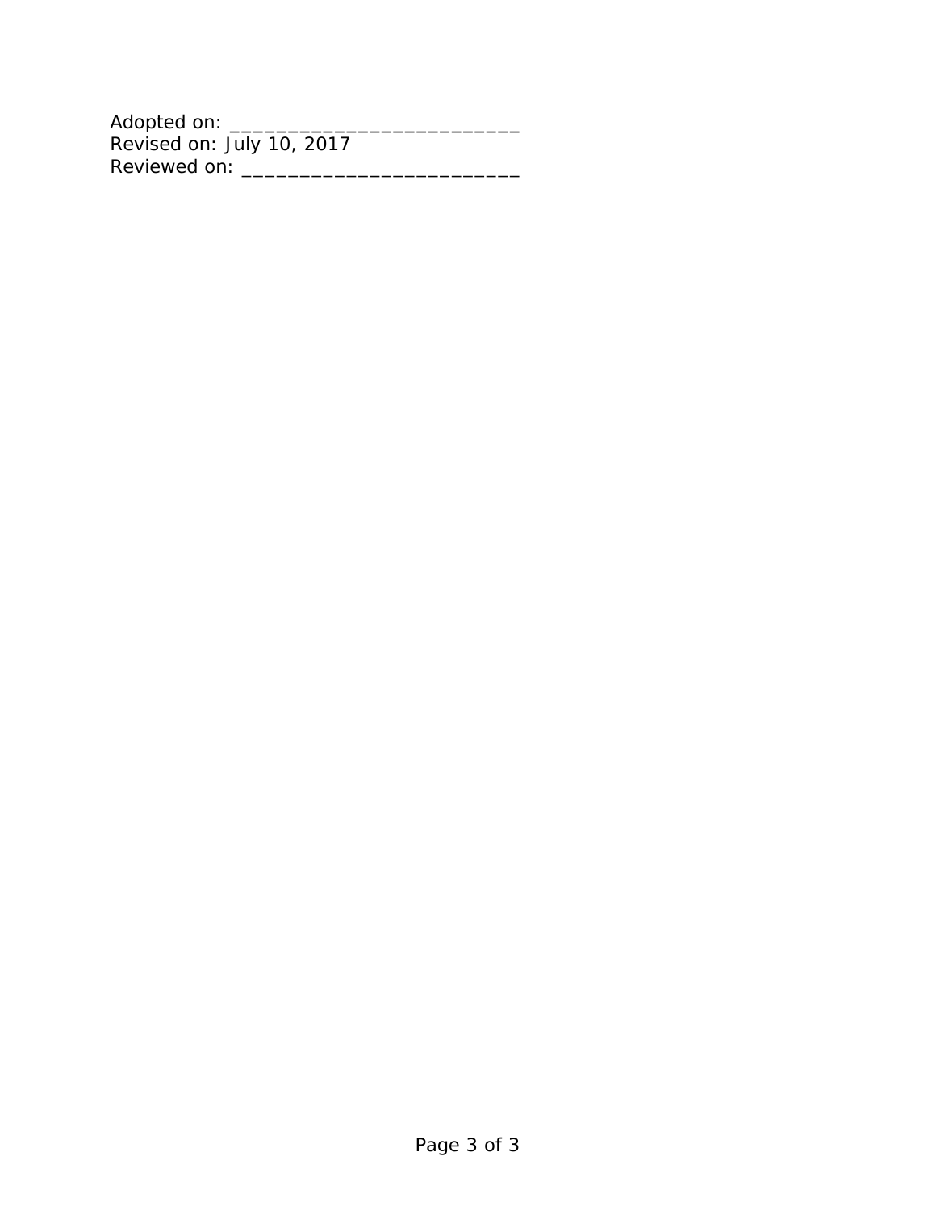Adopted on: ___________________________
Revised on: July 10, 2017
Reviewed on: __________________________